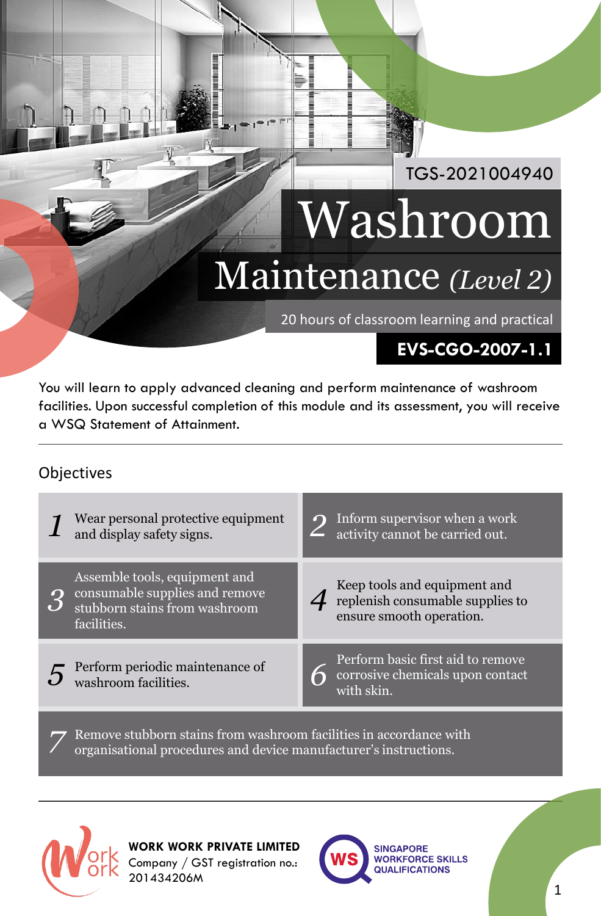TGS-2021004940

# Washroom Maintenance *(Level 2)*

20 hours of classroom learning and practical

**EVS-CGO-2007-1.1**

You will learn to apply advanced cleaning and perform maintenance of washroom facilities. Upon successful completion of this module and its assessment, you will receive a WSQ Statement of Attainment.

## Objectives

1. Wear personal protective equipment and display safety signs.
2. Inform supervisor when a work activity cannot be carried out.
3. Assemble tools, equipment and consumable supplies and remove stubborn stains from washroom facilities.
4. Keep tools and equipment and replenish consumable supplies to ensure smooth operation.
5. Perform periodic maintenance of washroom facilities.
6. Perform basic first aid to remove corrosive chemicals upon contact with skin.
7. Remove stubborn stains from washroom facilities in accordance with organisational procedures and device manufacturer's instructions.

**WORK WORK PRIVATE LIMITED**
Company / GST registration no.: 201434206M

SINGAPORE WORKFORCE SKILLS QUALIFICATIONS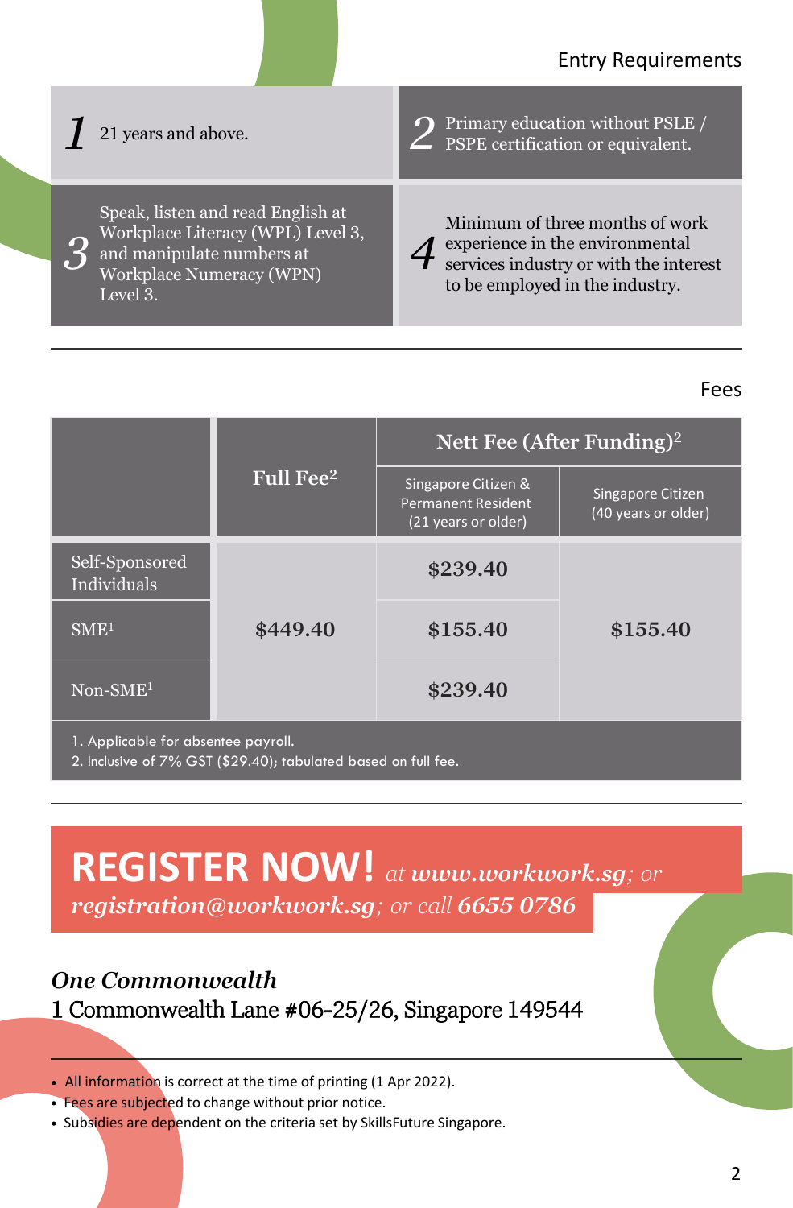## Entry Requirements

1. 21 years and above.
2. Primary education without PSLE / PSPE certification or equivalent.
3. Speak, listen and read English at Workplace Literacy (WPL) Level 3, and manipulate numbers at Workplace Numeracy (WPN) Level 3.
4. Minimum of three months of work experience in the environmental services industry or with the interest to be employed in the industry.

## Fees

| | Full Fee[2] | Nett Fee (After Funding)[2] | |
|---|---|---|---|
| | | Singapore Citizen & Permanent Resident (21 years or older) | Singapore Citizen (40 years or older) |
| Self-Sponsored Individuals | $449.40 | $239.40 | $155.40 |
| SME[1] | $449.40 | $155.40 | $155.40 |
| Non-SME[1] | $449.40 | $239.40 | $155.40 |

1. Applicable for absentee payroll.
2. Inclusive of 7% GST ($29.40); tabulated based on full fee.

**REGISTER NOW!** *at* ***www.workwork.sg****; or* ***registration@workwork.sg****; or call* ***6655 0786***

***One Commonwealth***

1 Commonwealth Lane #06-25/26, Singapore 149544

- All information is correct at the time of printing (1 Apr 2022).
- Fees are subjected to change without prior notice.
- Subsidies are dependent on the criteria set by SkillsFuture Singapore.